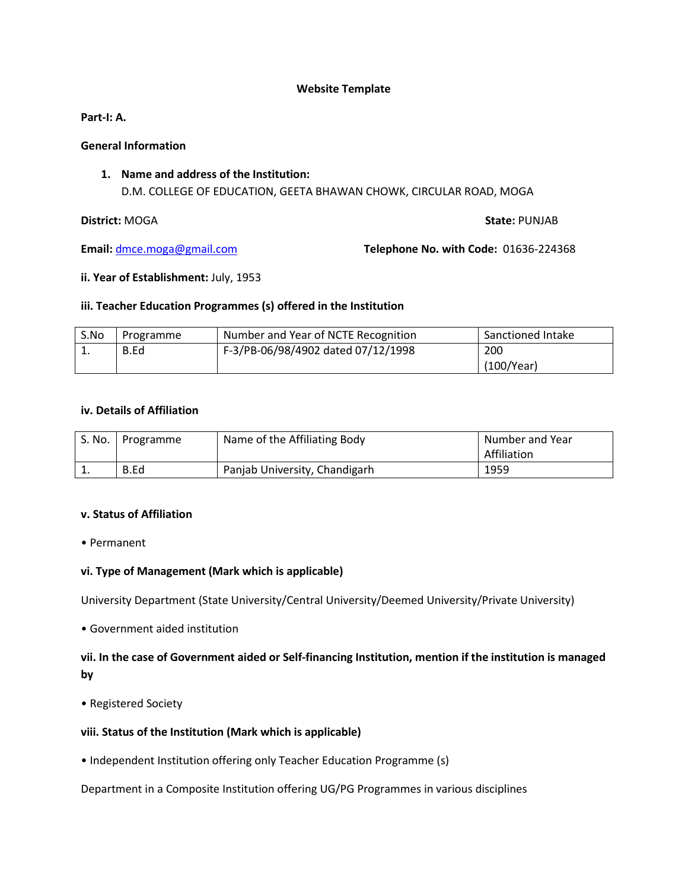**Website Template**

**Part-I: A.**

**General Information**

1. **Name and address of the Institution:**
   D.M. COLLEGE OF EDUCATION, GEETA BHAWAN CHOWK, CIRCULAR ROAD, MOGA

**District:** MOGA **State:** PUNJAB

**Email:** dmce.moga@gmail.com **Telephone No. with Code:** 01636-224368

**ii. Year of Establishment:** July, 1953

**iii. Teacher Education Programmes (s) offered in the Institution**

| S.No | Programme | Number and Year of NCTE Recognition | Sanctioned Intake |
|---|---|---|---|
| 1. | B.Ed | F-3/PB-06/98/4902 dated 07/12/1998 | 200 (100/Year) |

**iv. Details of Affiliation**

| S. No. | Programme | Name of the Affiliating Body | Number and Year Affiliation |
|---|---|---|---|
| 1. | B.Ed | Panjab University, Chandigarh | 1959 |

**v. Status of Affiliation**

• Permanent

**vi. Type of Management (Mark which is applicable)**

University Department (State University/Central University/Deemed University/Private University)

• Government aided institution

**vii. In the case of Government aided or Self-financing Institution, mention if the institution is managed by**

• Registered Society

**viii. Status of the Institution (Mark which is applicable)**

• Independent Institution offering only Teacher Education Programme (s)

Department in a Composite Institution offering UG/PG Programmes in various disciplines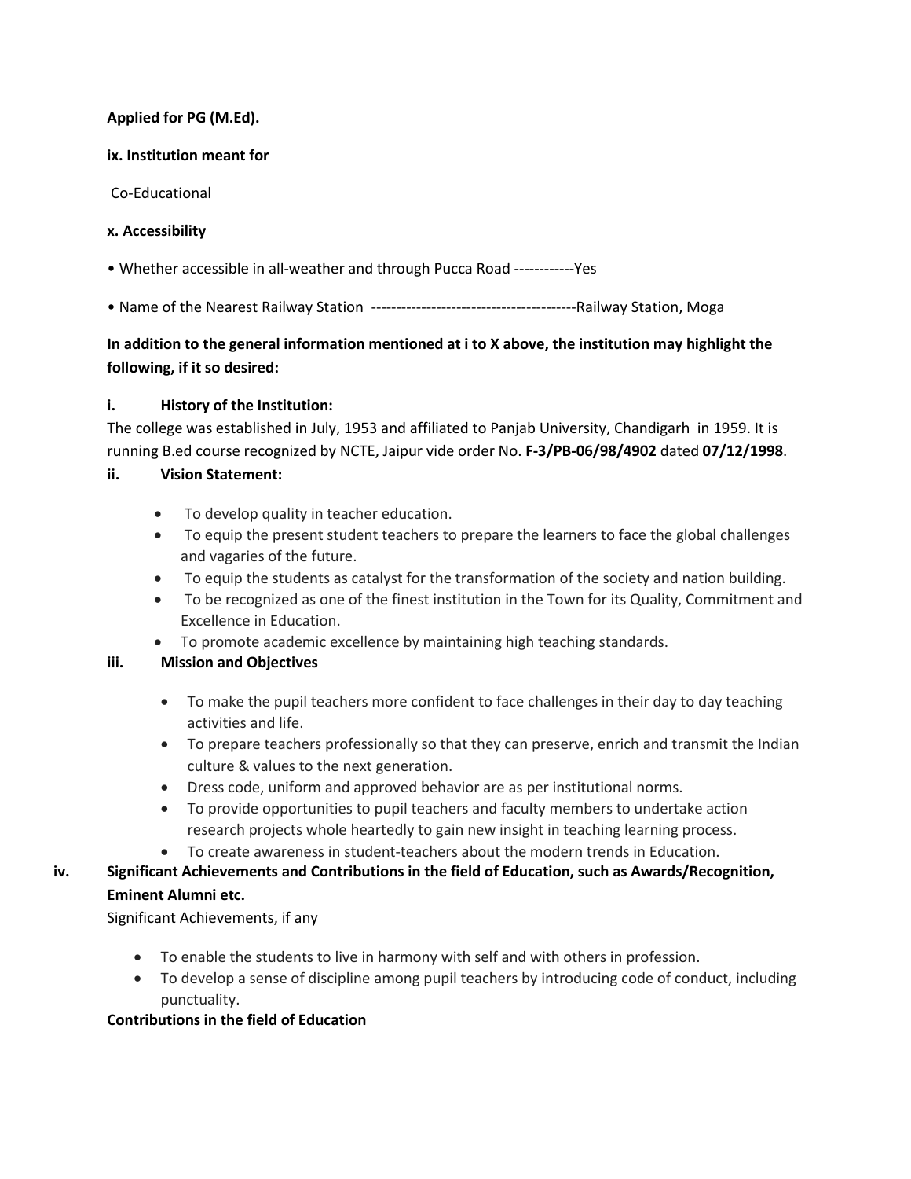**Applied for PG (M.Ed).**

**ix. Institution meant for**

Co-Educational

**x. Accessibility**

• Whether accessible in all-weather and through Pucca Road ------------Yes

• Name of the Nearest Railway Station -----------------------------------------Railway Station, Moga

**In addition to the general information mentioned at i to X above, the institution may highlight the following, if it so desired:**

**i. History of the Institution:**

The college was established in July, 1953 and affiliated to Panjab University, Chandigarh in 1959. It is running B.ed course recognized by NCTE, Jaipur vide order No. **F-3/PB-06/98/4902** dated **07/12/1998**.

**ii. Vision Statement:**

- To develop quality in teacher education.
- To equip the present student teachers to prepare the learners to face the global challenges and vagaries of the future.
- To equip the students as catalyst for the transformation of the society and nation building.
- To be recognized as one of the finest institution in the Town for its Quality, Commitment and Excellence in Education.
- To promote academic excellence by maintaining high teaching standards.

**iii. Mission and Objectives**

- To make the pupil teachers more confident to face challenges in their day to day teaching activities and life.
- To prepare teachers professionally so that they can preserve, enrich and transmit the Indian culture & values to the next generation.
- Dress code, uniform and approved behavior are as per institutional norms.
- To provide opportunities to pupil teachers and faculty members to undertake action research projects whole heartedly to gain new insight in teaching learning process.
- To create awareness in student-teachers about the modern trends in Education.

**iv. Significant Achievements and Contributions in the field of Education, such as Awards/Recognition, Eminent Alumni etc.**

Significant Achievements, if any

- To enable the students to live in harmony with self and with others in profession.
- To develop a sense of discipline among pupil teachers by introducing code of conduct, including punctuality.

**Contributions in the field of Education**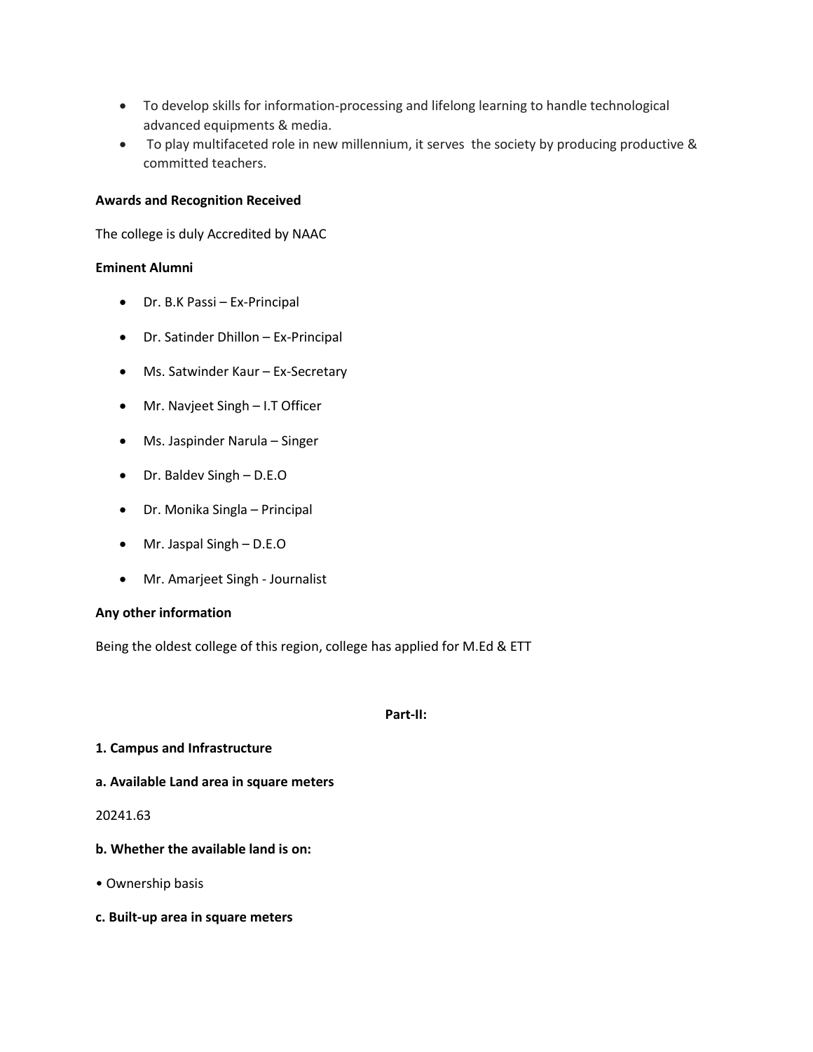- To develop skills for information-processing and lifelong learning to handle technological advanced equipments & media.
- To play multifaceted role in new millennium, it serves the society by producing productive & committed teachers.

**Awards and Recognition Received**

The college is duly Accredited by NAAC

**Eminent Alumni**

- Dr. B.K Passi – Ex-Principal
- Dr. Satinder Dhillon – Ex-Principal
- Ms. Satwinder Kaur – Ex-Secretary
- Mr. Navjeet Singh – I.T Officer
- Ms. Jaspinder Narula – Singer
- Dr. Baldev Singh – D.E.O
- Dr. Monika Singla – Principal
- Mr. Jaspal Singh – D.E.O
- Mr. Amarjeet Singh - Journalist

**Any other information**

Being the oldest college of this region, college has applied for M.Ed & ETT

## Part-II:

**1. Campus and Infrastructure**

**a. Available Land area in square meters**

20241.63

**b. Whether the available land is on:**

• Ownership basis

**c. Built-up area in square meters**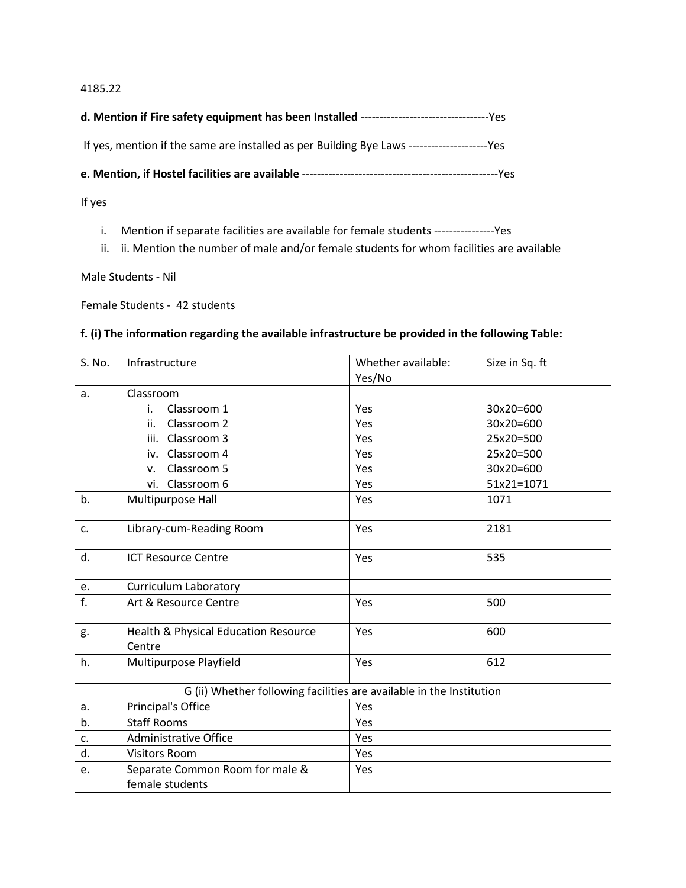4185.22

**d. Mention if Fire safety equipment has been Installed** ----------------------------------Yes

If yes, mention if the same are installed as per Building Bye Laws ---------------------Yes

**e. Mention, if Hostel facilities are available** ----------------------------------------------------Yes

If yes

i. Mention if separate facilities are available for female students ----------------Yes
ii. ii. Mention the number of male and/or female students for whom facilities are available

Male Students - Nil

Female Students - 42 students

**f. (i) The information regarding the available infrastructure be provided in the following Table:**

| S. No. | Infrastructure | Whether available: Yes/No | Size in Sq. ft |
|---|---|---|---|
| a. | Classroom | | |
| | i. Classroom 1 | Yes | 30x20=600 |
| | ii. Classroom 2 | Yes | 30x20=600 |
| | iii. Classroom 3 | Yes | 25x20=500 |
| | iv. Classroom 4 | Yes | 25x20=500 |
| | v. Classroom 5 | Yes | 30x20=600 |
| | vi. Classroom 6 | Yes | 51x21=1071 |
| b. | Multipurpose Hall | Yes | 1071 |
| c. | Library-cum-Reading Room | Yes | 2181 |
| d. | ICT Resource Centre | Yes | 535 |
| e. | Curriculum Laboratory | | |
| f. | Art & Resource Centre | Yes | 500 |
| g. | Health & Physical Education Resource Centre | Yes | 600 |
| h. | Multipurpose Playfield | Yes | 612 |
| G (ii) Whether following facilities are available in the Institution | | | |
| a. | Principal's Office | Yes | |
| b. | Staff Rooms | Yes | |
| c. | Administrative Office | Yes | |
| d. | Visitors Room | Yes | |
| e. | Separate Common Room for male & female students | Yes | |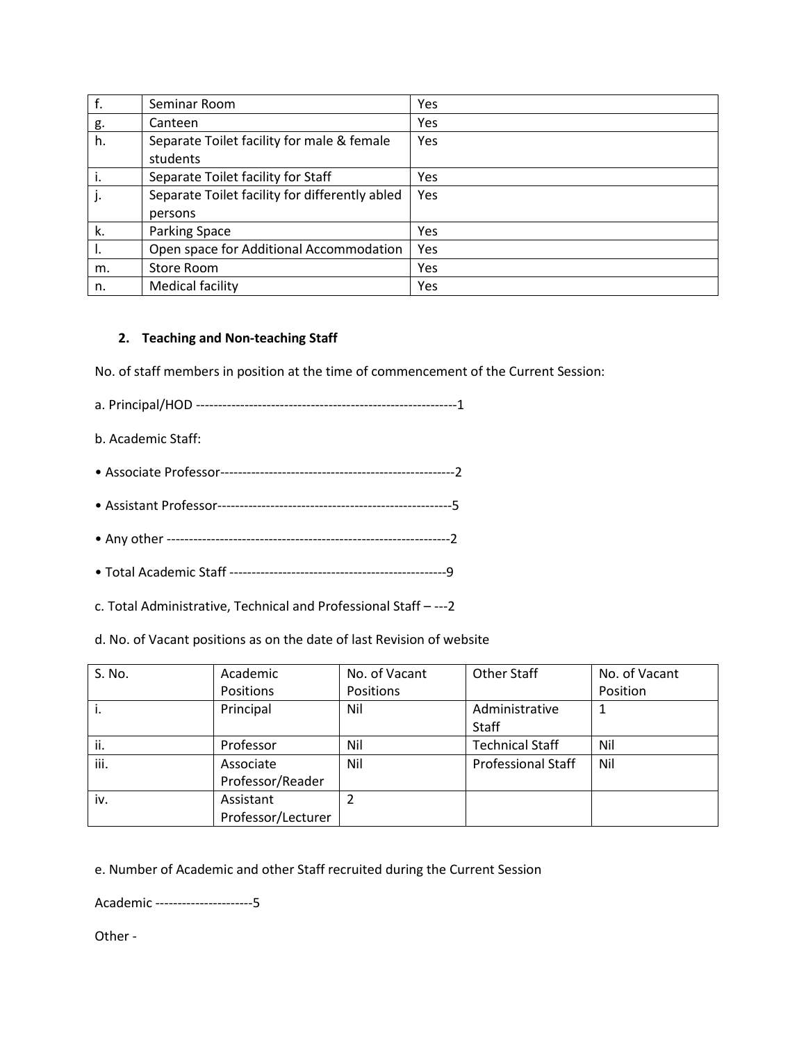| f. | Seminar Room | Yes |
|---|---|---|
| g. | Canteen | Yes |
| h. | Separate Toilet facility for male & female students | Yes |
| i. | Separate Toilet facility for Staff | Yes |
| j. | Separate Toilet facility for differently abled persons | Yes |
| k. | Parking Space | Yes |
| l. | Open space for Additional Accommodation | Yes |
| m. | Store Room | Yes |
| n. | Medical facility | Yes |

## 2. Teaching and Non-teaching Staff

No. of staff members in position at the time of commencement of the Current Session:

a. Principal/HOD -----------------------------------------------------------1

b. Academic Staff:

• Associate Professor----------------------------------------------------2

• Assistant Professor----------------------------------------------------5

• Any other --------------------------------------------------------------2

• Total Academic Staff ------------------------------------------------9

c. Total Administrative, Technical and Professional Staff – ---2

d. No. of Vacant positions as on the date of last Revision of website

| S. No. | Academic Positions | No. of Vacant Positions | Other Staff | No. of Vacant Position |
|---|---|---|---|---|
| i. | Principal | Nil | Administrative Staff | 1 |
| ii. | Professor | Nil | Technical Staff | Nil |
| iii. | Associate Professor/Reader | Nil | Professional Staff | Nil |
| iv. | Assistant Professor/Lecturer | 2 | | |

e. Number of Academic and other Staff recruited during the Current Session

Academic ----------------------5

Other -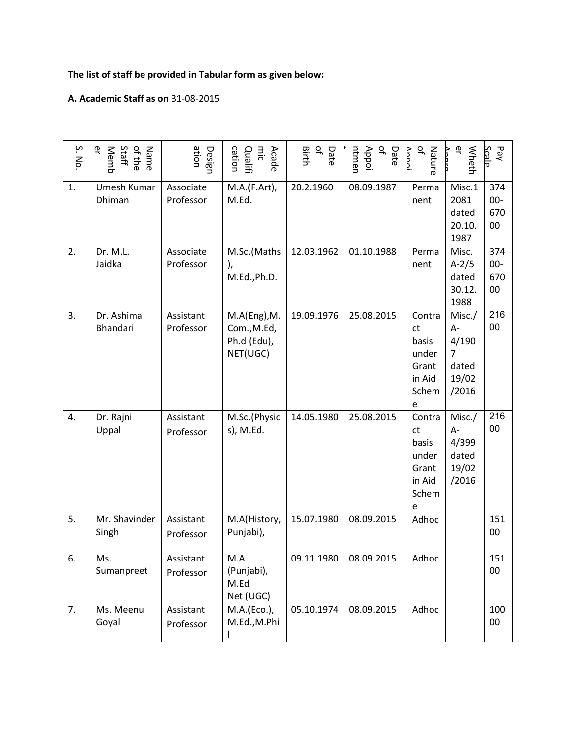**The list of staff be provided in Tabular form as given below:**

**A. Academic Staff as on** 31-08-2015

| S. No. | Name of the Staff Member | Designation | Academic Qualification | Date of Birth | Date of Appointment | Nature of Appoi. | Whether Appro. | Pay Scale |
|---|---|---|---|---|---|---|---|---|
| 1. | Umesh Kumar Dhiman | Associate Professor | M.A.(F.Art), M.Ed. | 20.2.1960 | 08.09.1987 | Permanent | Misc.12081 dated 20.10.1987 | 37400-67000 |
| 2. | Dr. M.L. Jaidka | Associate Professor | M.Sc.(Maths), M.Ed.,Ph.D. | 12.03.1962 | 01.10.1988 | Permanent | Misc. A-2/5 dated 30.12.1988 | 37400-67000 |
| 3. | Dr. Ashima Bhandari | Assistant Professor | M.A(Eng),M.Com.,M.Ed, Ph.d (Edu), NET(UGC) | 19.09.1976 | 25.08.2015 | Contract basis under Grant in Aid Scheme | Misc./A-4/1907 dated 19/02/2016 | 21600 |
| 4. | Dr. Rajni Uppal | Assistant Professor | M.Sc.(Physics), M.Ed. | 14.05.1980 | 25.08.2015 | Contract basis under Grant in Aid Scheme | Misc./A-4/399 dated 19/02/2016 | 21600 |
| 5. | Mr. Shavinder Singh | Assistant Professor | M.A(History, Punjabi), | 15.07.1980 | 08.09.2015 | Adhoc | | 15100 |
| 6. | Ms. Sumanpreet | Assistant Professor | M.A (Punjabi), M.Ed Net (UGC) | 09.11.1980 | 08.09.2015 | Adhoc | | 15100 |
| 7. | Ms. Meenu Goyal | Assistant Professor | M.A.(Eco.), M.Ed.,M.Phil | 05.10.1974 | 08.09.2015 | Adhoc | | 10000 |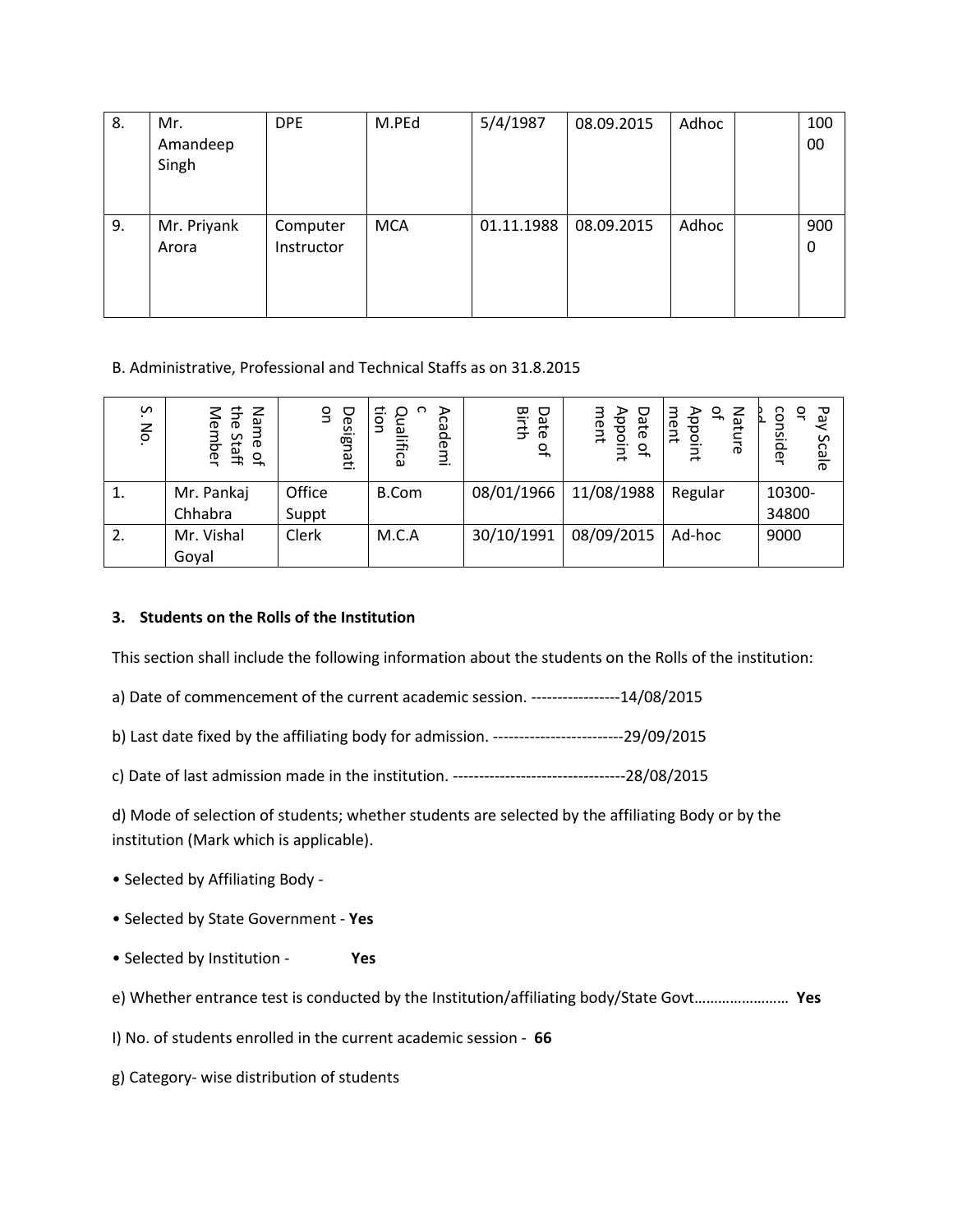| 8. | Mr. Amandeep Singh | DPE | M.PEd | 5/4/1987 | 08.09.2015 | Adhoc | | 10000 |
|---|---|---|---|---|---|---|---|---|
| 9. | Mr. Priyank Arora | Computer Instructor | MCA | 01.11.1988 | 08.09.2015 | Adhoc | | 9000 |

B. Administrative, Professional and Technical Staffs as on 31.8.2015

| S. No. | Name of the Staff Member | Designation | Academic Qualification | Date of Birth | Date of Appointment | Nature of Appointment | Pay Scale or considered |
|---|---|---|---|---|---|---|---|
| 1. | Mr. Pankaj Chhabra | Office Suppt | B.Com | 08/01/1966 | 11/08/1988 | Regular | 10300-34800 |
| 2. | Mr. Vishal Goyal | Clerk | M.C.A | 30/10/1991 | 08/09/2015 | Ad-hoc | 9000 |

### 3. Students on the Rolls of the Institution

This section shall include the following information about the students on the Rolls of the institution:

a) Date of commencement of the current academic session. -----------------14/08/2015

b) Last date fixed by the affiliating body for admission. -------------------------29/09/2015

c) Date of last admission made in the institution. ---------------------------------28/08/2015

d) Mode of selection of students; whether students are selected by the affiliating Body or by the institution (Mark which is applicable).

- Selected by Affiliating Body -
- Selected by State Government - **Yes**
- Selected by Institution - **Yes**

e) Whether entrance test is conducted by the Institution/affiliating body/State Govt…………………… **Yes**

I) No. of students enrolled in the current academic session - **66**

g) Category- wise distribution of students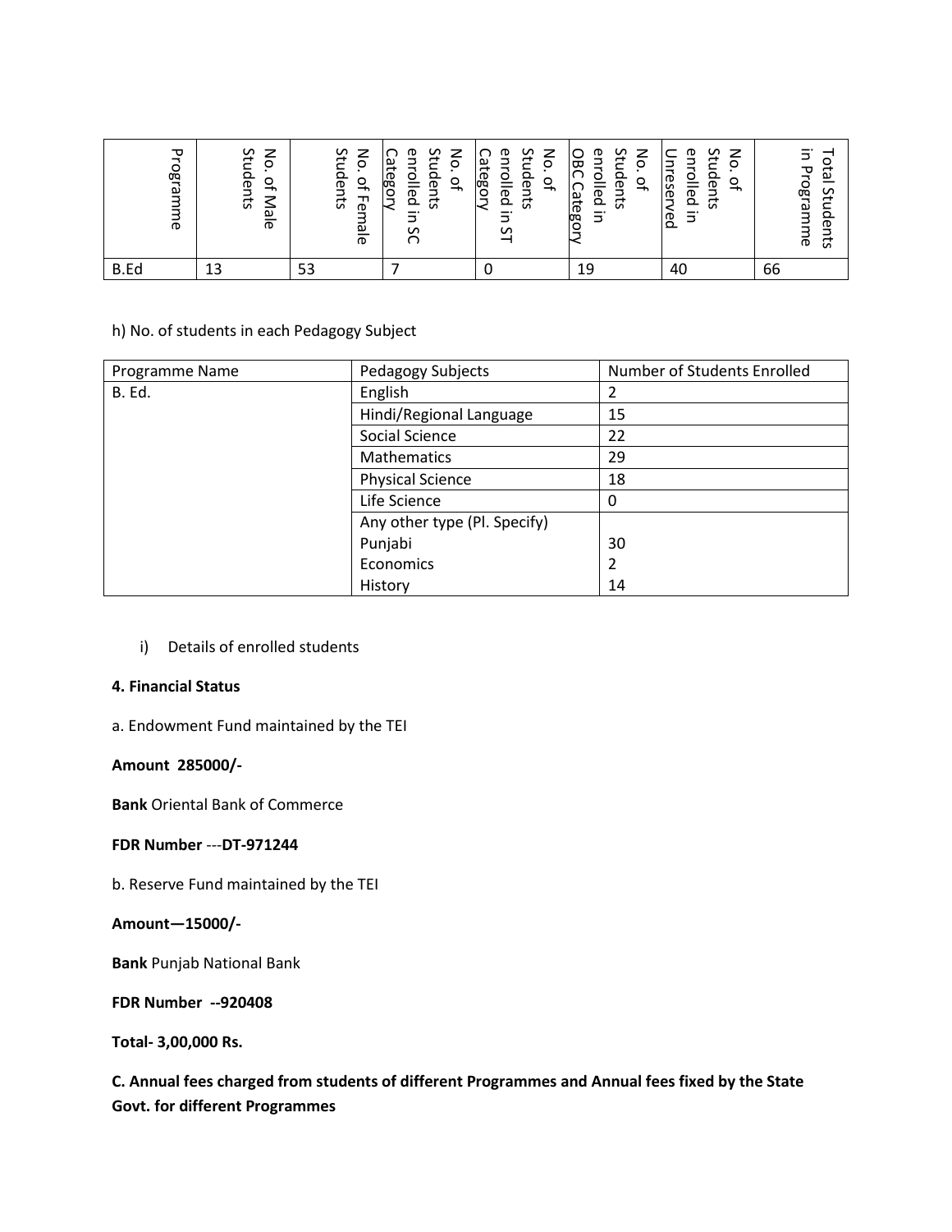| Programme | No. of Male Students | No. of Female Students | No. of Students enrolled in SC Category | No. of Students enrolled in ST Category | No. of Students enrolled in OBC Category | No. of Students enrolled in Unreserved | Total Students in Programme |
|---|---|---|---|---|---|---|---|
| B.Ed | 13 | 53 | 7 | 0 | 19 | 40 | 66 |

h) No. of students in each Pedagogy Subject

| Programme Name | Pedagogy Subjects | Number of Students Enrolled |
|---|---|---|
| B. Ed. | English | 2 |
| | Hindi/Regional Language | 15 |
| | Social Science | 22 |
| | Mathematics | 29 |
| | Physical Science | 18 |
| | Life Science | 0 |
| | Any other type (Pl. Specify) | |
| | Punjabi | 30 |
| | Economics | 2 |
| | History | 14 |

i) Details of enrolled students

**4. Financial Status**

a. Endowment Fund maintained by the TEI

**Amount 285000/-**

**Bank** Oriental Bank of Commerce

**FDR Number** ---**DT-971244**

b. Reserve Fund maintained by the TEI

**Amount—15000/-**

**Bank** Punjab National Bank

**FDR Number --920408**

**Total- 3,00,000 Rs.**

**C. Annual fees charged from students of different Programmes and Annual fees fixed by the State Govt. for different Programmes**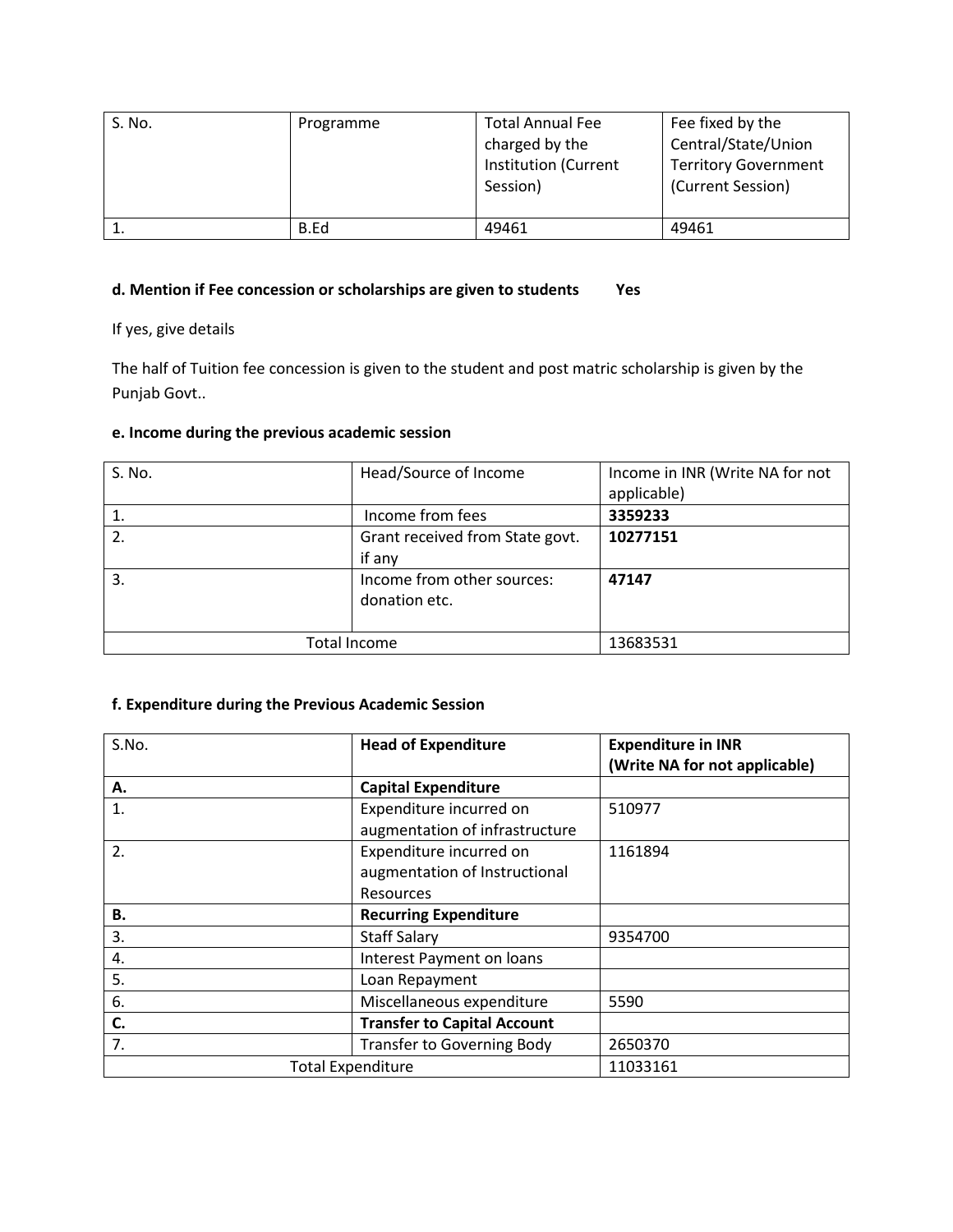| S. No. | Programme | Total Annual Fee charged by the Institution (Current Session) | Fee fixed by the Central/State/Union Territory Government (Current Session) |
|---|---|---|---|
| 1. | B.Ed | 49461 | 49461 |

**d. Mention if Fee concession or scholarships are given to students Yes**

If yes, give details

The half of Tuition fee concession is given to the student and post matric scholarship is given by the Punjab Govt..

**e. Income during the previous academic session**

| S. No. | Head/Source of Income | Income in INR (Write NA for not applicable) |
|---|---|---|
| 1. | Income from fees | **3359233** |
| 2. | Grant received from State govt. if any | **10277151** |
| 3. | Income from other sources: donation etc. | **47147** |
| Total Income | | 13683531 |

**f. Expenditure during the Previous Academic Session**

| S.No. | Head of Expenditure | Expenditure in INR (Write NA for not applicable) |
|---|---|---|
| **A.** | **Capital Expenditure** | |
| 1. | Expenditure incurred on augmentation of infrastructure | 510977 |
| 2. | Expenditure incurred on augmentation of Instructional Resources | 1161894 |
| **B.** | **Recurring Expenditure** | |
| 3. | Staff Salary | 9354700 |
| 4. | Interest Payment on loans | |
| 5. | Loan Repayment | |
| 6. | Miscellaneous expenditure | 5590 |
| **C.** | **Transfer to Capital Account** | |
| 7. | Transfer to Governing Body | 2650370 |
| Total Expenditure | | 11033161 |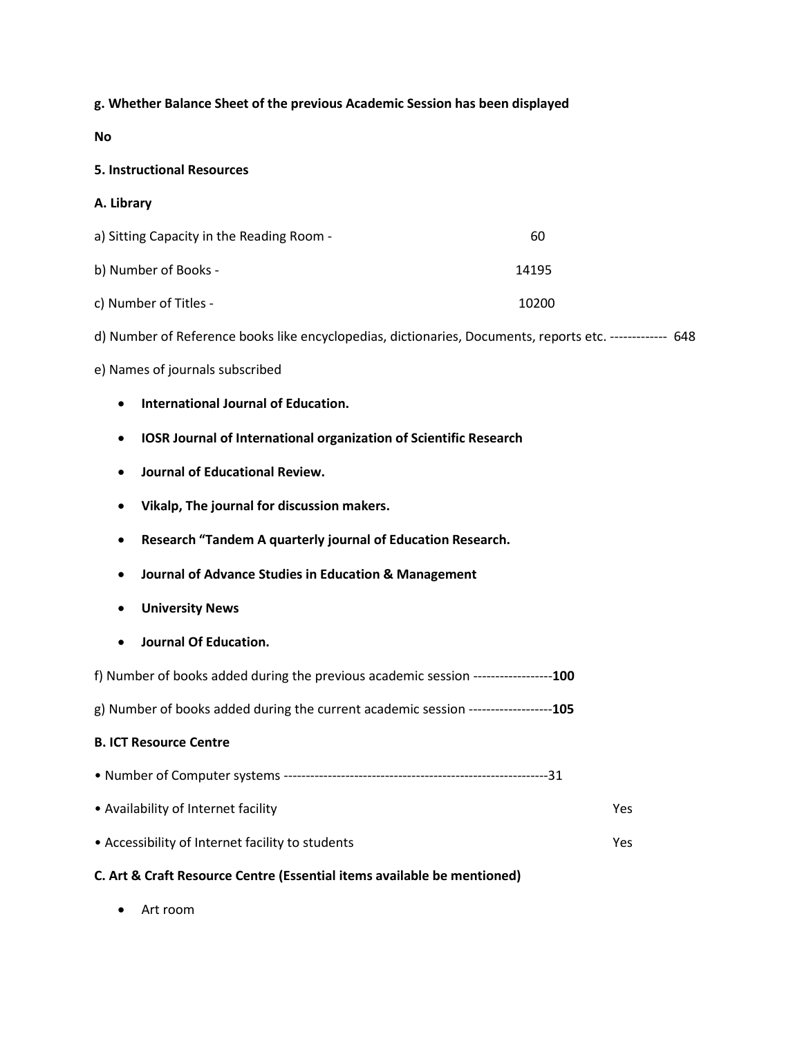**g. Whether Balance Sheet of the previous Academic Session has been displayed**

**No**

**5. Instructional Resources**

**A. Library**

a) Sitting Capacity in the Reading Room - 60

b) Number of Books - 14195

c) Number of Titles - 10200

d) Number of Reference books like encyclopedias, dictionaries, Documents, reports etc. ------------- 648

e) Names of journals subscribed

- **International Journal of Education.**
- **IOSR Journal of International organization of Scientific Research**
- **Journal of Educational Review.**
- **Vikalp, The journal for discussion makers.**
- **Research "Tandem A quarterly journal of Education Research.**
- **Journal of Advance Studies in Education & Management**
- **University News**
- **Journal Of Education.**

f) Number of books added during the previous academic session ------------------**100**

g) Number of books added during the current academic session -------------------**105**

**B. ICT Resource Centre**

• Number of Computer systems -----------------------------------------------------------31

• Availability of Internet facility Yes

• Accessibility of Internet facility to students Yes

**C. Art & Craft Resource Centre (Essential items available be mentioned)**

- Art room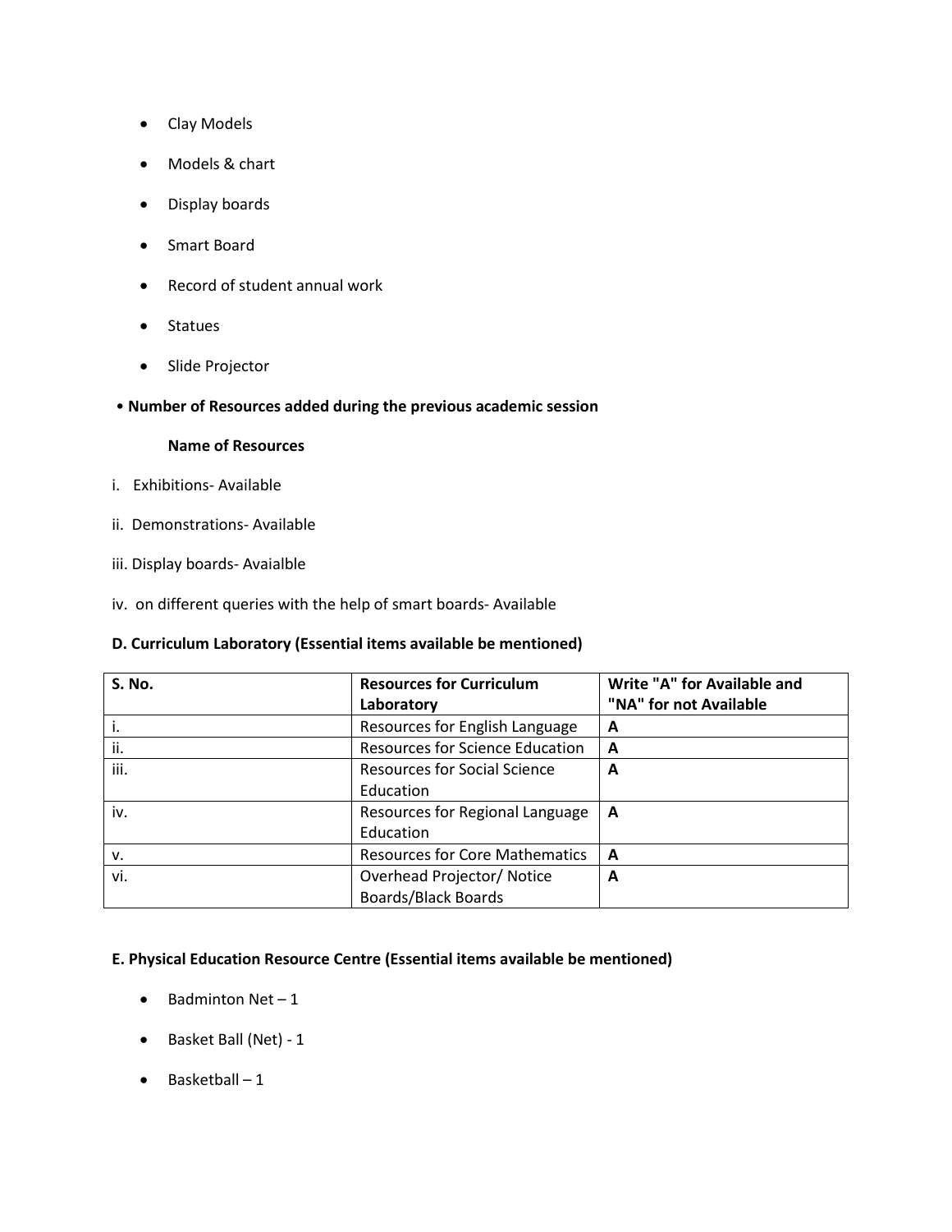- Clay Models
- Models & chart
- Display boards
- Smart Board
- Record of student annual work
- Statues
- Slide Projector

• **Number of Resources added during the previous academic session**

**Name of Resources**

i. Exhibitions- Available

ii. Demonstrations- Available

iii. Display boards- Avaialble

iv. on different queries with the help of smart boards- Available

**D. Curriculum Laboratory (Essential items available be mentioned)**

| S. No. | Resources for Curriculum Laboratory | Write "A" for Available and "NA" for not Available |
|---|---|---|
| i. | Resources for English Language | **A** |
| ii. | Resources for Science Education | **A** |
| iii. | Resources for Social Science Education | **A** |
| iv. | Resources for Regional Language Education | **A** |
| v. | Resources for Core Mathematics | **A** |
| vi. | Overhead Projector/ Notice Boards/Black Boards | **A** |

**E. Physical Education Resource Centre (Essential items available be mentioned)**

- Badminton Net – 1
- Basket Ball (Net) - 1
- Basketball – 1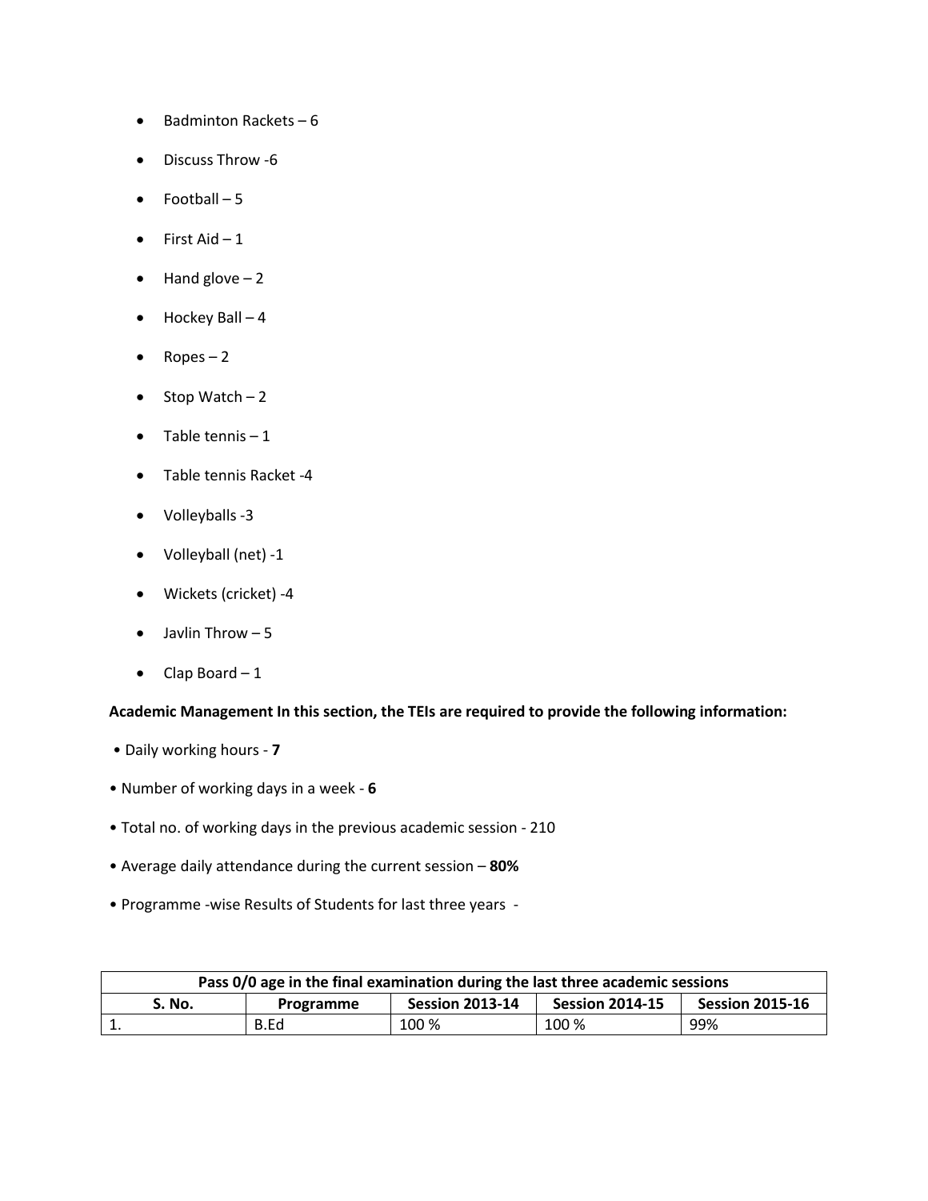- Badminton Rackets – 6
- Discuss Throw -6
- Football – 5
- First Aid – 1
- Hand glove – 2
- Hockey Ball – 4
- Ropes – 2
- Stop Watch – 2
- Table tennis – 1
- Table tennis Racket -4
- Volleyballs -3
- Volleyball (net) -1
- Wickets (cricket) -4
- Javlin Throw – 5
- Clap Board – 1

**Academic Management In this section, the TEIs are required to provide the following information:**

• Daily working hours - **7**

• Number of working days in a week - **6**

• Total no. of working days in the previous academic session - 210

• Average daily attendance during the current session – **80%**

• Programme -wise Results of Students for last three years -

| **Pass 0/0 age in the final examination during the last three academic sessions** | | | | |
|---|---|---|---|---|
| **S. No.** | **Programme** | **Session 2013-14** | **Session 2014-15** | **Session 2015-16** |
| 1. | B.Ed | 100 % | 100 % | 99% |